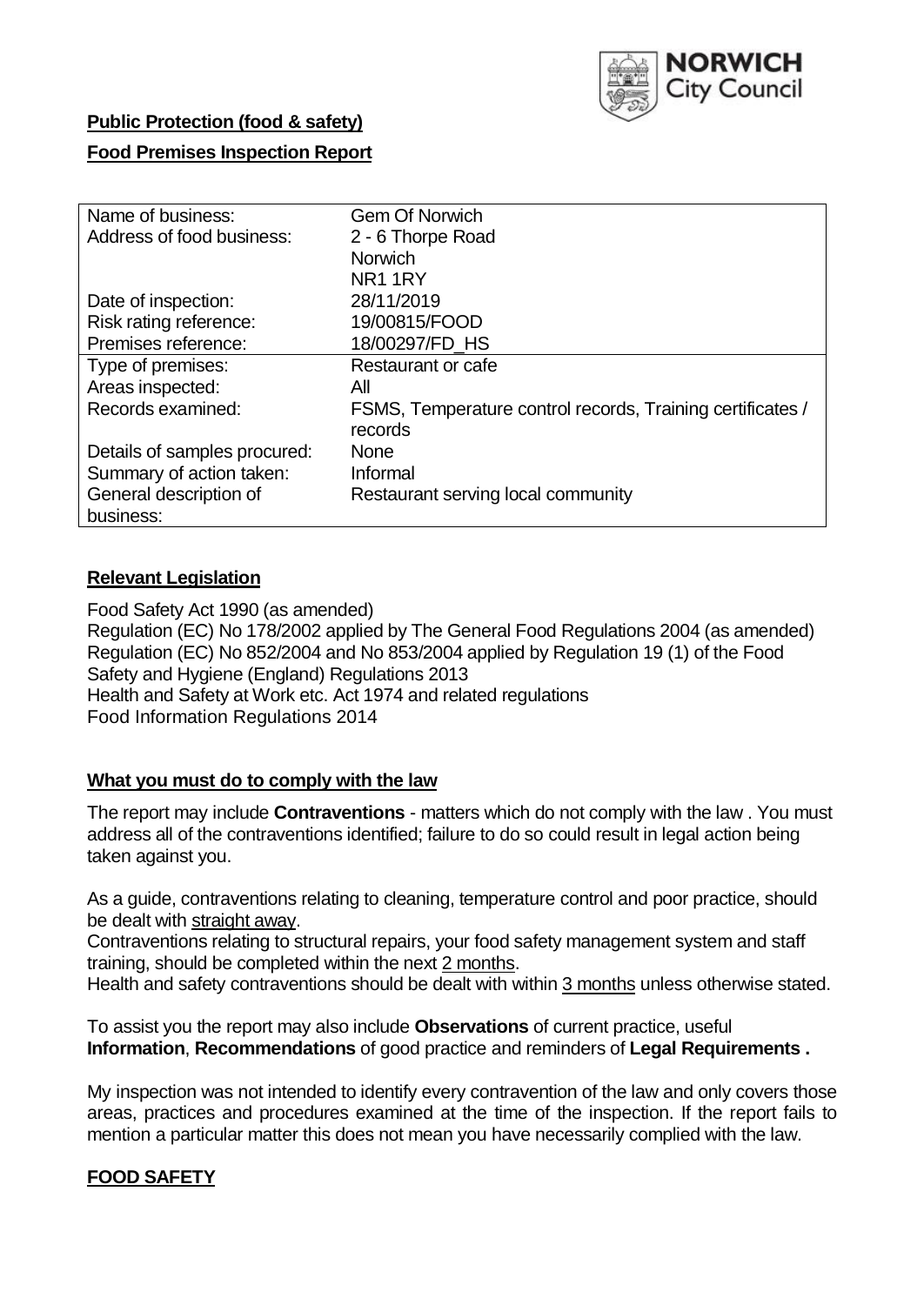**Public Protection (food & safety)**

**Food Premises Inspection Report**

| Name of business: | Gem Of Norwich |
|---|---|
| Address of food business: | 2 - 6 Thorpe Road<br>Norwich<br>NR1 1RY |
| Date of inspection: | 28/11/2019 |
| Risk rating reference: | 19/00815/FOOD |
| Premises reference: | 18/00297/FD_HS |
| Type of premises: | Restaurant or cafe |
| Areas inspected: | All |
| Records examined: | FSMS, Temperature control records, Training certificates / records |
| Details of samples procured: | None |
| Summary of action taken: | Informal |
| General description of business: | Restaurant serving local community |

## Relevant Legislation

Food Safety Act 1990 (as amended)
Regulation (EC) No 178/2002 applied by The General Food Regulations 2004 (as amended)
Regulation (EC) No 852/2004 and No 853/2004 applied by Regulation 19 (1) of the Food Safety and Hygiene (England) Regulations 2013
Health and Safety at Work etc. Act 1974 and related regulations
Food Information Regulations 2014

## What you must do to comply with the law

The report may include **Contraventions** - matters which do not comply with the law . You must address all of the contraventions identified; failure to do so could result in legal action being taken against you.

As a guide, contraventions relating to cleaning, temperature control and poor practice, should be dealt with straight away.

Contraventions relating to structural repairs, your food safety management system and staff training, should be completed within the next 2 months.

Health and safety contraventions should be dealt with within 3 months unless otherwise stated.

To assist you the report may also include **Observations** of current practice, useful **Information**, **Recommendations** of good practice and reminders of **Legal Requirements .**

My inspection was not intended to identify every contravention of the law and only covers those areas, practices and procedures examined at the time of the inspection. If the report fails to mention a particular matter this does not mean you have necessarily complied with the law.

## FOOD SAFETY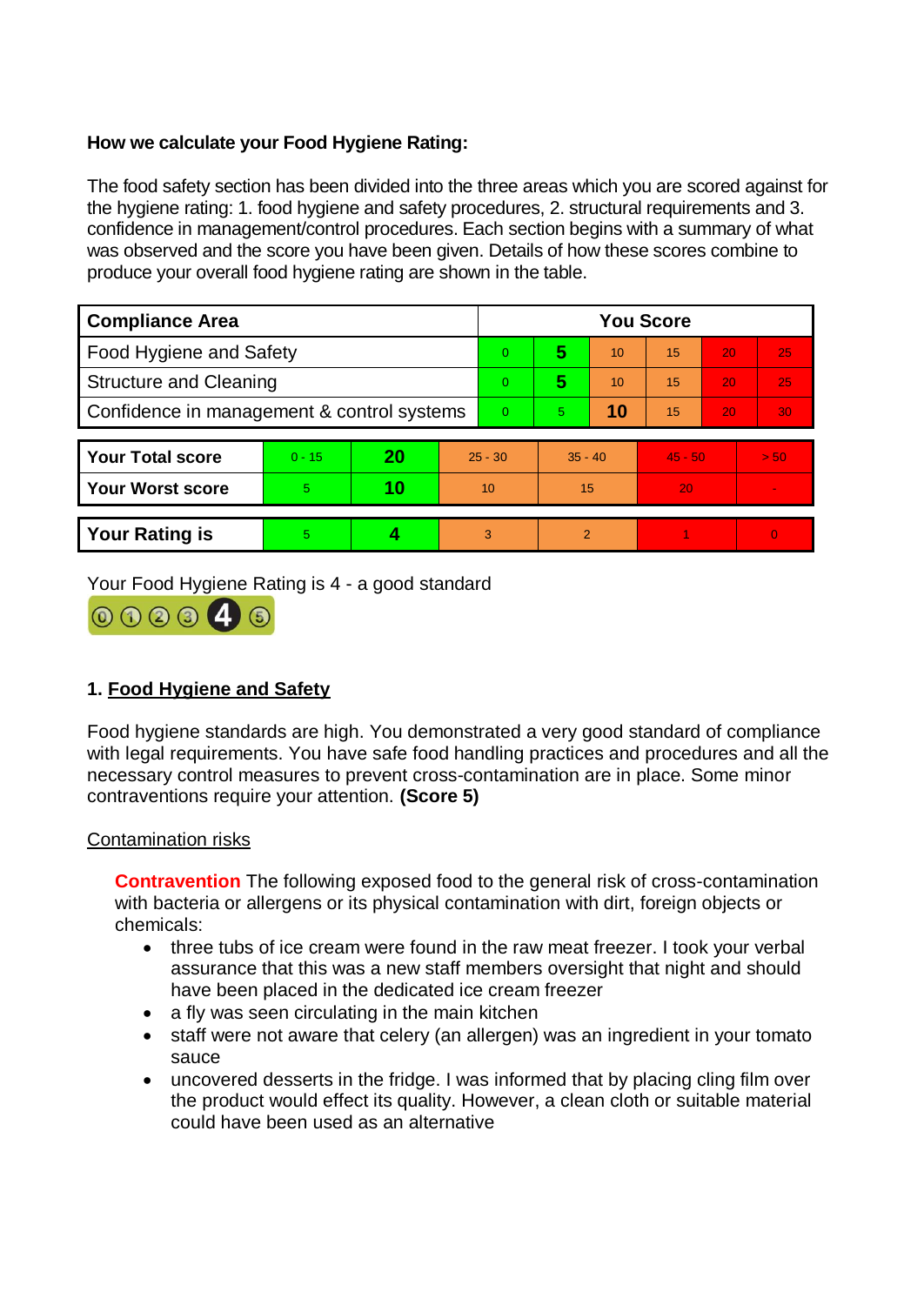**How we calculate your Food Hygiene Rating:**

The food safety section has been divided into the three areas which you are scored against for the hygiene rating: 1. food hygiene and safety procedures, 2. structural requirements and 3. confidence in management/control procedures. Each section begins with a summary of what was observed and the score you have been given. Details of how these scores combine to produce your overall food hygiene rating are shown in the table.

| Compliance Area | You Score | | | | | |
|---|---|---|---|---|---|---|
| Food Hygiene and Safety | 0 | **5** | 10 | 15 | 20 | 25 |
| Structure and Cleaning | 0 | **5** | 10 | 15 | 20 | 25 |
| Confidence in management & control systems | 0 | 5 | **10** | 15 | 20 | 30 |

| | | | | | | |
|---|---|---|---|---|---|---|
| **Your Total score** | 0 - 15 | **20** | 25 - 30 | 35 - 40 | 45 - 50 | > 50 |
| **Your Worst score** | 5 | **10** | 10 | 15 | 20 | - |

| | | | | | | |
|---|---|---|---|---|---|---|
| **Your Rating is** | 5 | **4** | 3 | 2 | 1 | 0 |

Your Food Hygiene Rating is 4 - a good standard

## 1. Food Hygiene and Safety

Food hygiene standards are high. You demonstrated a very good standard of compliance with legal requirements. You have safe food handling practices and procedures and all the necessary control measures to prevent cross-contamination are in place. Some minor contraventions require your attention. **(Score 5)**

Contamination risks

**Contravention** The following exposed food to the general risk of cross-contamination with bacteria or allergens or its physical contamination with dirt, foreign objects or chemicals:

- three tubs of ice cream were found in the raw meat freezer. I took your verbal assurance that this was a new staff members oversight that night and should have been placed in the dedicated ice cream freezer
- a fly was seen circulating in the main kitchen
- staff were not aware that celery (an allergen) was an ingredient in your tomato sauce
- uncovered desserts in the fridge. I was informed that by placing cling film over the product would effect its quality. However, a clean cloth or suitable material could have been used as an alternative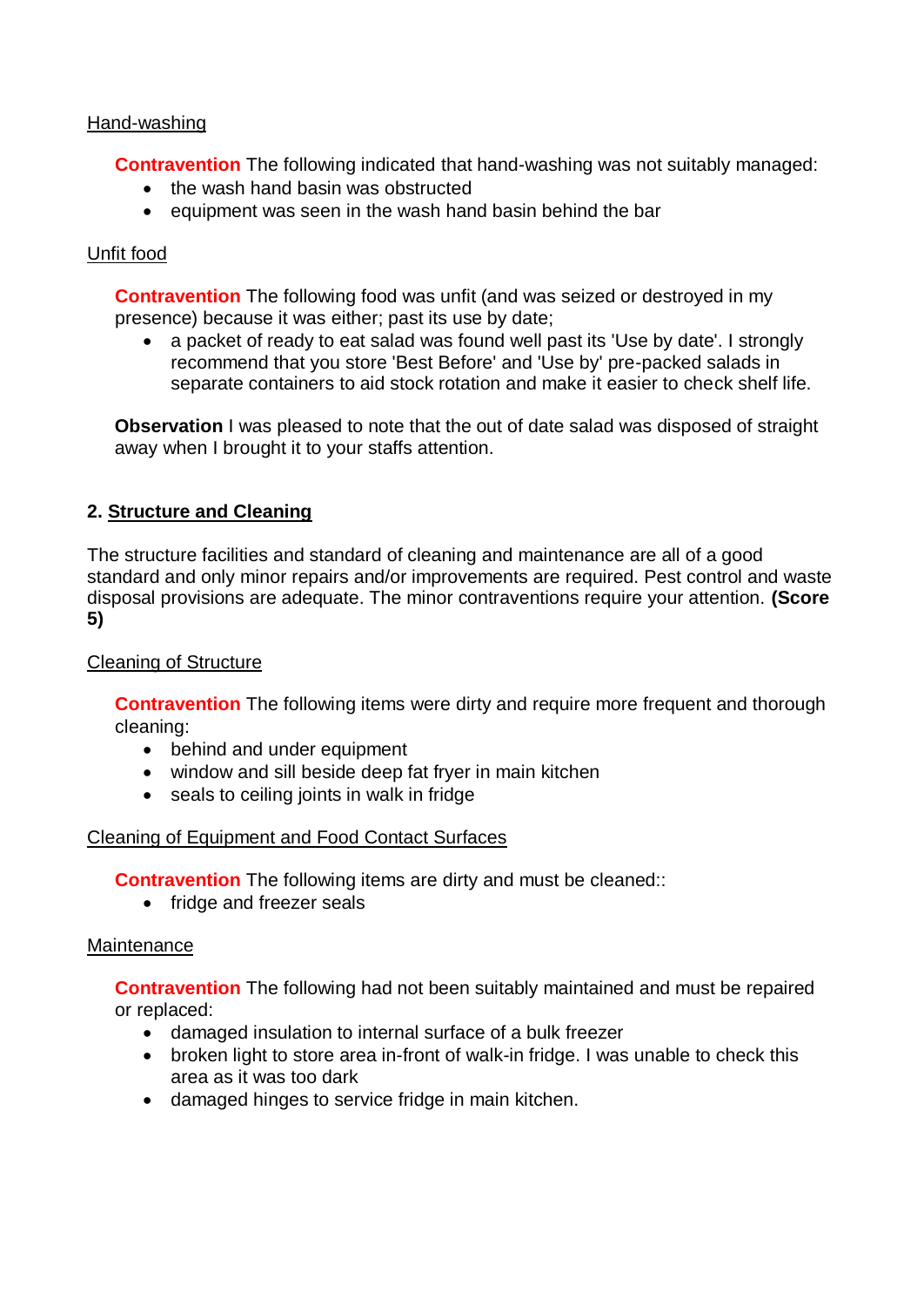Hand-washing

**Contravention** The following indicated that hand-washing was not suitably managed:

- the wash hand basin was obstructed
- equipment was seen in the wash hand basin behind the bar

Unfit food

**Contravention** The following food was unfit (and was seized or destroyed in my presence) because it was either; past its use by date;

- a packet of ready to eat salad was found well past its 'Use by date'. I strongly recommend that you store 'Best Before' and 'Use by' pre-packed salads in separate containers to aid stock rotation and make it easier to check shelf life.

**Observation** I was pleased to note that the out of date salad was disposed of straight away when I brought it to your staffs attention.

## 2. Structure and Cleaning

The structure facilities and standard of cleaning and maintenance are all of a good standard and only minor repairs and/or improvements are required. Pest control and waste disposal provisions are adequate. The minor contraventions require your attention. **(Score 5)**

Cleaning of Structure

**Contravention** The following items were dirty and require more frequent and thorough cleaning:

- behind and under equipment
- window and sill beside deep fat fryer in main kitchen
- seals to ceiling joints in walk in fridge

Cleaning of Equipment and Food Contact Surfaces

**Contravention** The following items are dirty and must be cleaned::

- fridge and freezer seals

Maintenance

**Contravention** The following had not been suitably maintained and must be repaired or replaced:

- damaged insulation to internal surface of a bulk freezer
- broken light to store area in-front of walk-in fridge. I was unable to check this area as it was too dark
- damaged hinges to service fridge in main kitchen.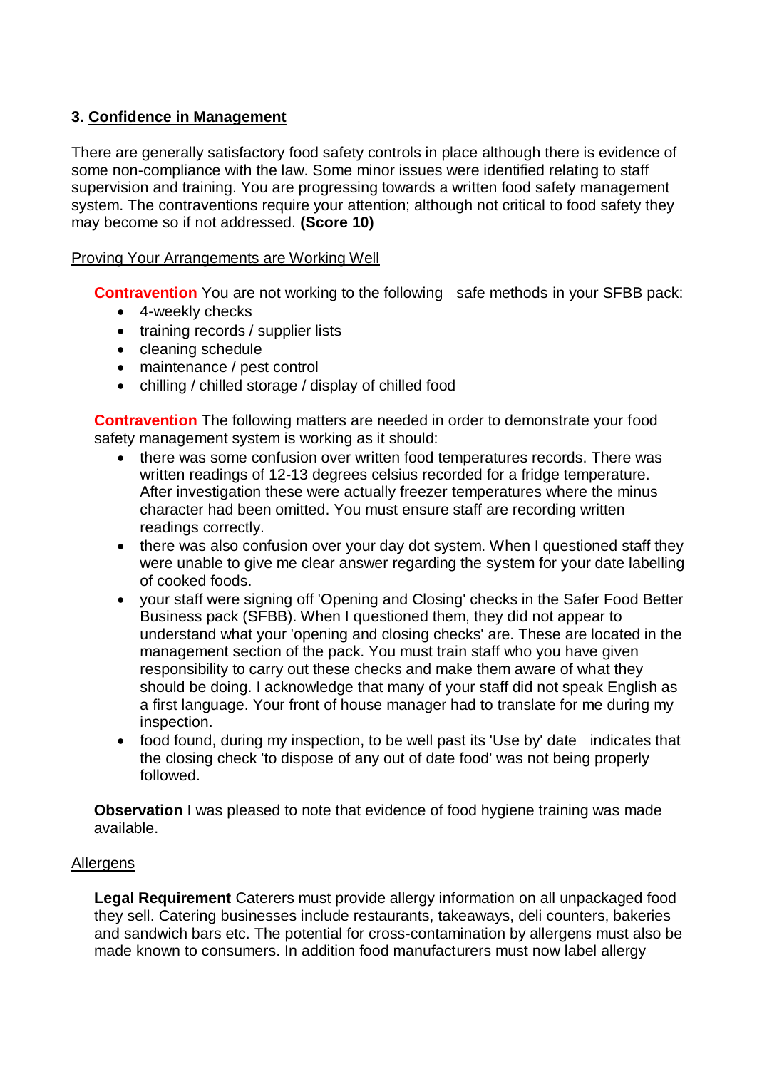### 3. Confidence in Management

There are generally satisfactory food safety controls in place although there is evidence of some non-compliance with the law. Some minor issues were identified relating to staff supervision and training. You are progressing towards a written food safety management system. The contraventions require your attention; although not critical to food safety they may become so if not addressed. **(Score 10)**

Proving Your Arrangements are Working Well

**Contravention** You are not working to the following safe methods in your SFBB pack:

- 4-weekly checks
- training records / supplier lists
- cleaning schedule
- maintenance / pest control
- chilling / chilled storage / display of chilled food

**Contravention** The following matters are needed in order to demonstrate your food safety management system is working as it should:

- there was some confusion over written food temperatures records. There was written readings of 12-13 degrees celsius recorded for a fridge temperature. After investigation these were actually freezer temperatures where the minus character had been omitted. You must ensure staff are recording written readings correctly.
- there was also confusion over your day dot system. When I questioned staff they were unable to give me clear answer regarding the system for your date labelling of cooked foods.
- your staff were signing off 'Opening and Closing' checks in the Safer Food Better Business pack (SFBB). When I questioned them, they did not appear to understand what your 'opening and closing checks' are. These are located in the management section of the pack. You must train staff who you have given responsibility to carry out these checks and make them aware of what they should be doing. I acknowledge that many of your staff did not speak English as a first language. Your front of house manager had to translate for me during my inspection.
- food found, during my inspection, to be well past its 'Use by' date indicates that the closing check 'to dispose of any out of date food' was not being properly followed.

**Observation** I was pleased to note that evidence of food hygiene training was made available.

Allergens

**Legal Requirement** Caterers must provide allergy information on all unpackaged food they sell. Catering businesses include restaurants, takeaways, deli counters, bakeries and sandwich bars etc. The potential for cross-contamination by allergens must also be made known to consumers. In addition food manufacturers must now label allergy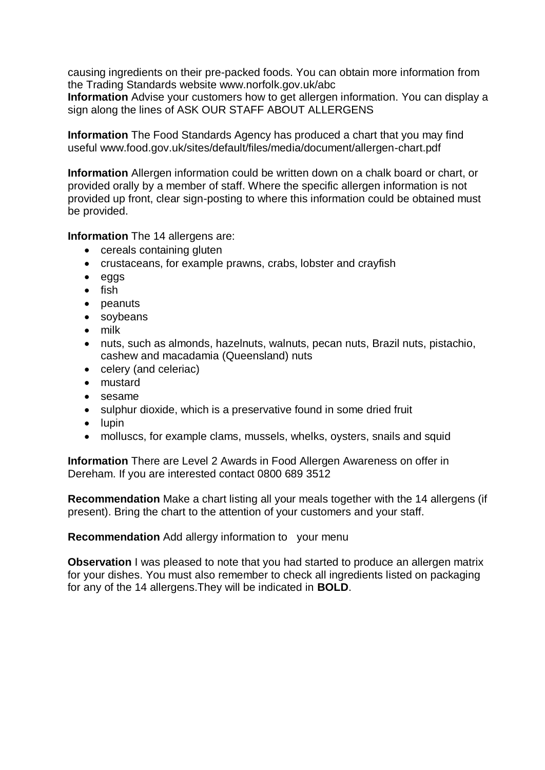causing ingredients on their pre-packed foods. You can obtain more information from the Trading Standards website www.norfolk.gov.uk/abc
**Information** Advise your customers how to get allergen information. You can display a sign along the lines of ASK OUR STAFF ABOUT ALLERGENS

**Information** The Food Standards Agency has produced a chart that you may find useful www.food.gov.uk/sites/default/files/media/document/allergen-chart.pdf

**Information** Allergen information could be written down on a chalk board or chart, or provided orally by a member of staff. Where the specific allergen information is not provided up front, clear sign-posting to where this information could be obtained must be provided.

**Information** The 14 allergens are:

- cereals containing gluten
- crustaceans, for example prawns, crabs, lobster and crayfish
- eggs
- fish
- peanuts
- soybeans
- milk
- nuts, such as almonds, hazelnuts, walnuts, pecan nuts, Brazil nuts, pistachio, cashew and macadamia (Queensland) nuts
- celery (and celeriac)
- mustard
- sesame
- sulphur dioxide, which is a preservative found in some dried fruit
- lupin
- molluscs, for example clams, mussels, whelks, oysters, snails and squid

**Information** There are Level 2 Awards in Food Allergen Awareness on offer in Dereham. If you are interested contact 0800 689 3512

**Recommendation** Make a chart listing all your meals together with the 14 allergens (if present). Bring the chart to the attention of your customers and your staff.

**Recommendation** Add allergy information to your menu

**Observation** I was pleased to note that you had started to produce an allergen matrix for your dishes. You must also remember to check all ingredients listed on packaging for any of the 14 allergens.They will be indicated in **BOLD**.